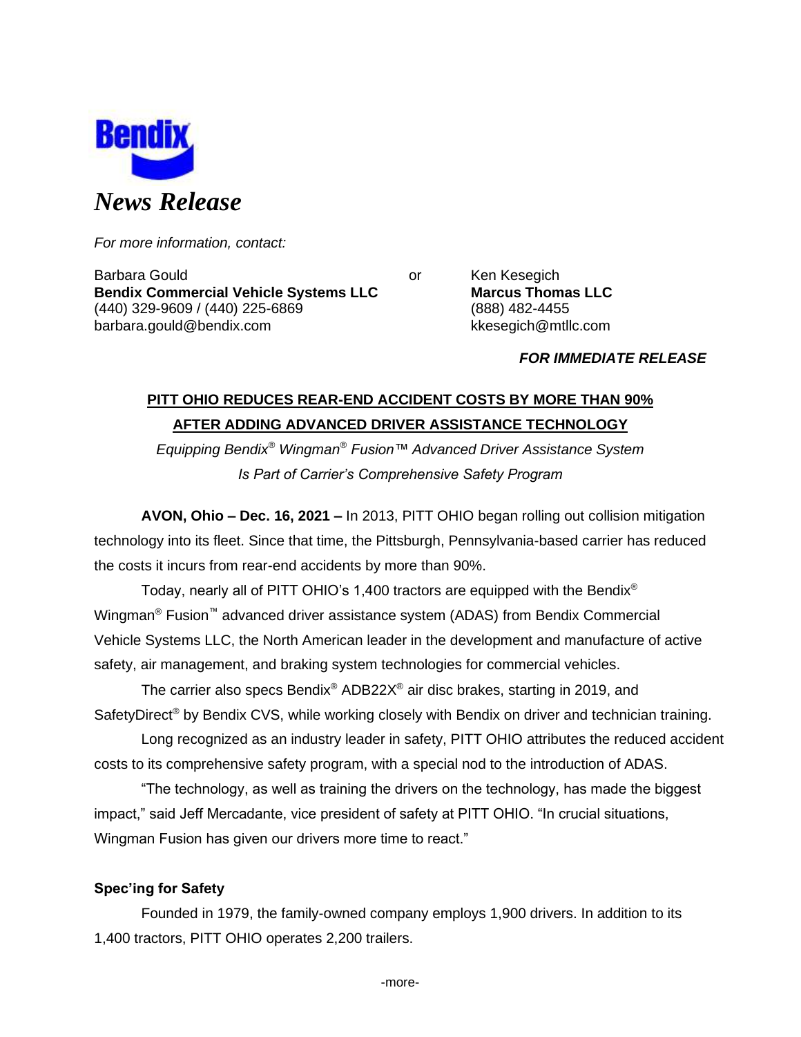Bendix

# *News Release*

*For more information, contact:*

Barbara Gould
**Bendix Commercial Vehicle Systems LLC**
(440) 329-9609 / (440) 225-6869
barbara.gould@bendix.com

or

Ken Kesegich
**Marcus Thomas LLC**
(888) 482-4455
kkesegich@mtllc.com

***FOR IMMEDIATE RELEASE***

## PITT OHIO REDUCES REAR-END ACCIDENT COSTS BY MORE THAN 90% AFTER ADDING ADVANCED DRIVER ASSISTANCE TECHNOLOGY

*Equipping Bendix® Wingman® Fusion™ Advanced Driver Assistance System Is Part of Carrier's Comprehensive Safety Program*

**AVON, Ohio – Dec. 16, 2021 –** In 2013, PITT OHIO began rolling out collision mitigation technology into its fleet. Since that time, the Pittsburgh, Pennsylvania-based carrier has reduced the costs it incurs from rear-end accidents by more than 90%.

Today, nearly all of PITT OHIO's 1,400 tractors are equipped with the Bendix® Wingman® Fusion™ advanced driver assistance system (ADAS) from Bendix Commercial Vehicle Systems LLC, the North American leader in the development and manufacture of active safety, air management, and braking system technologies for commercial vehicles.

The carrier also specs Bendix® ADB22X® air disc brakes, starting in 2019, and SafetyDirect® by Bendix CVS, while working closely with Bendix on driver and technician training.

Long recognized as an industry leader in safety, PITT OHIO attributes the reduced accident costs to its comprehensive safety program, with a special nod to the introduction of ADAS.

"The technology, as well as training the drivers on the technology, has made the biggest impact," said Jeff Mercadante, vice president of safety at PITT OHIO. "In crucial situations, Wingman Fusion has given our drivers more time to react."

### Spec'ing for Safety

Founded in 1979, the family-owned company employs 1,900 drivers. In addition to its 1,400 tractors, PITT OHIO operates 2,200 trailers.

-more-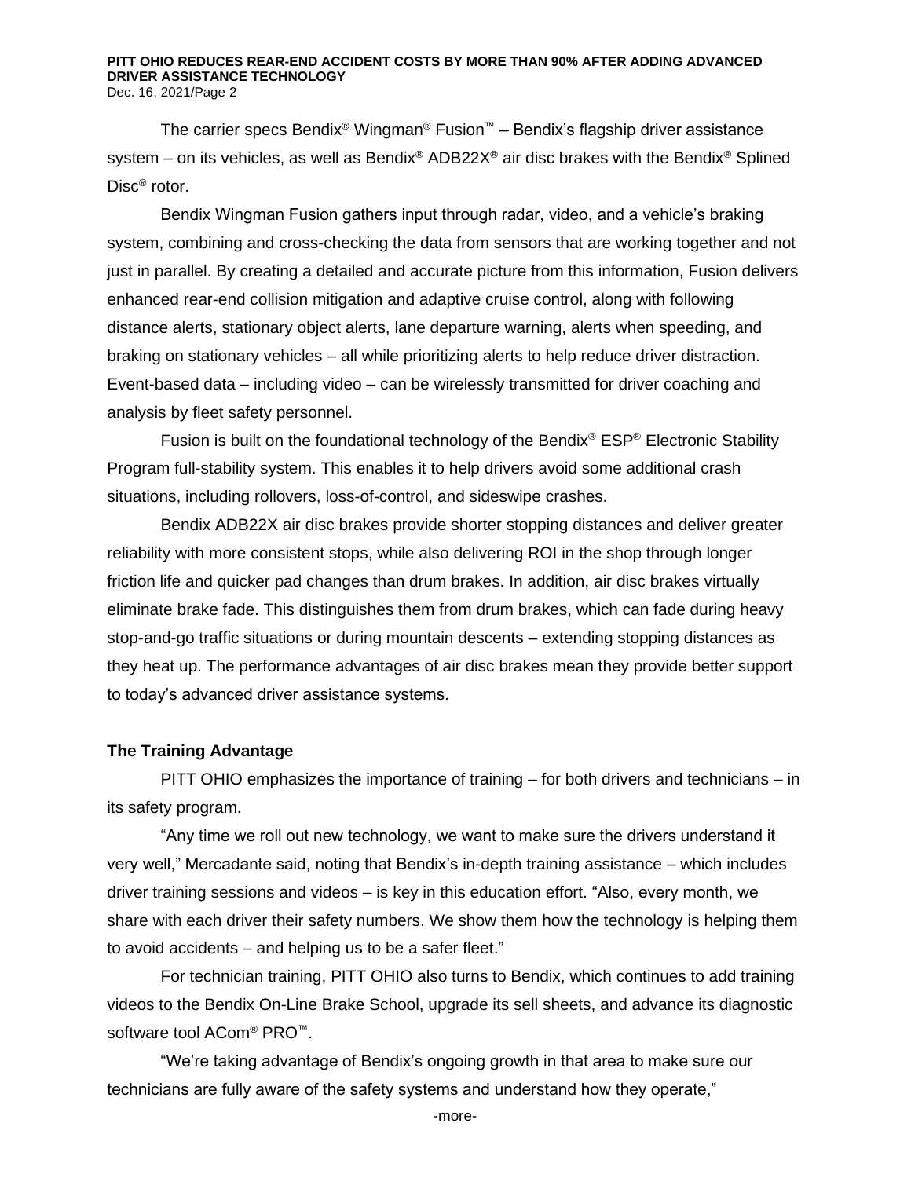The carrier specs Bendix® Wingman® Fusion™ – Bendix's flagship driver assistance system – on its vehicles, as well as Bendix® ADB22X® air disc brakes with the Bendix® Splined Disc® rotor.

Bendix Wingman Fusion gathers input through radar, video, and a vehicle's braking system, combining and cross-checking the data from sensors that are working together and not just in parallel. By creating a detailed and accurate picture from this information, Fusion delivers enhanced rear-end collision mitigation and adaptive cruise control, along with following distance alerts, stationary object alerts, lane departure warning, alerts when speeding, and braking on stationary vehicles – all while prioritizing alerts to help reduce driver distraction. Event-based data – including video – can be wirelessly transmitted for driver coaching and analysis by fleet safety personnel.

Fusion is built on the foundational technology of the Bendix® ESP® Electronic Stability Program full-stability system. This enables it to help drivers avoid some additional crash situations, including rollovers, loss-of-control, and sideswipe crashes.

Bendix ADB22X air disc brakes provide shorter stopping distances and deliver greater reliability with more consistent stops, while also delivering ROI in the shop through longer friction life and quicker pad changes than drum brakes. In addition, air disc brakes virtually eliminate brake fade. This distinguishes them from drum brakes, which can fade during heavy stop-and-go traffic situations or during mountain descents – extending stopping distances as they heat up. The performance advantages of air disc brakes mean they provide better support to today's advanced driver assistance systems.

**The Training Advantage**

PITT OHIO emphasizes the importance of training – for both drivers and technicians – in its safety program.

"Any time we roll out new technology, we want to make sure the drivers understand it very well," Mercadante said, noting that Bendix's in-depth training assistance – which includes driver training sessions and videos – is key in this education effort. "Also, every month, we share with each driver their safety numbers. We show them how the technology is helping them to avoid accidents – and helping us to be a safer fleet."

For technician training, PITT OHIO also turns to Bendix, which continues to add training videos to the Bendix On-Line Brake School, upgrade its sell sheets, and advance its diagnostic software tool ACom® PRO™.

"We're taking advantage of Bendix's ongoing growth in that area to make sure our technicians are fully aware of the safety systems and understand how they operate,"

-more-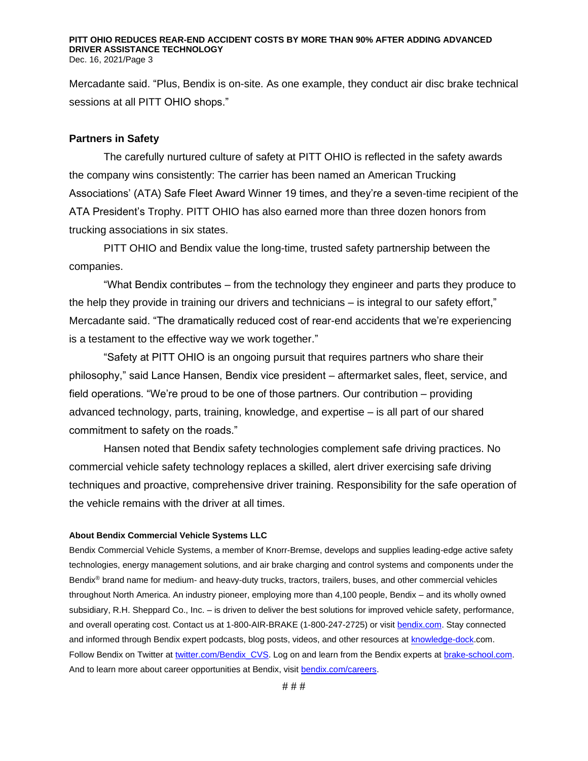Mercadante said. "Plus, Bendix is on-site. As one example, they conduct air disc brake technical sessions at all PITT OHIO shops."

## Partners in Safety

The carefully nurtured culture of safety at PITT OHIO is reflected in the safety awards the company wins consistently: The carrier has been named an American Trucking Associations' (ATA) Safe Fleet Award Winner 19 times, and they're a seven-time recipient of the ATA President's Trophy. PITT OHIO has also earned more than three dozen honors from trucking associations in six states.

PITT OHIO and Bendix value the long-time, trusted safety partnership between the companies.

"What Bendix contributes – from the technology they engineer and parts they produce to the help they provide in training our drivers and technicians – is integral to our safety effort," Mercadante said. "The dramatically reduced cost of rear-end accidents that we're experiencing is a testament to the effective way we work together."

"Safety at PITT OHIO is an ongoing pursuit that requires partners who share their philosophy," said Lance Hansen, Bendix vice president – aftermarket sales, fleet, service, and field operations. "We're proud to be one of those partners. Our contribution – providing advanced technology, parts, training, knowledge, and expertise – is all part of our shared commitment to safety on the roads."

Hansen noted that Bendix safety technologies complement safe driving practices. No commercial vehicle safety technology replaces a skilled, alert driver exercising safe driving techniques and proactive, comprehensive driver training. Responsibility for the safe operation of the vehicle remains with the driver at all times.

**About Bendix Commercial Vehicle Systems LLC**

Bendix Commercial Vehicle Systems, a member of Knorr-Bremse, develops and supplies leading-edge active safety technologies, energy management solutions, and air brake charging and control systems and components under the Bendix® brand name for medium- and heavy-duty trucks, tractors, trailers, buses, and other commercial vehicles throughout North America. An industry pioneer, employing more than 4,100 people, Bendix – and its wholly owned subsidiary, R.H. Sheppard Co., Inc. – is driven to deliver the best solutions for improved vehicle safety, performance, and overall operating cost. Contact us at 1-800-AIR-BRAKE (1-800-247-2725) or visit bendix.com. Stay connected and informed through Bendix expert podcasts, blog posts, videos, and other resources at knowledge-dock.com. Follow Bendix on Twitter at twitter.com/Bendix_CVS. Log on and learn from the Bendix experts at brake-school.com. And to learn more about career opportunities at Bendix, visit bendix.com/careers.

# # #